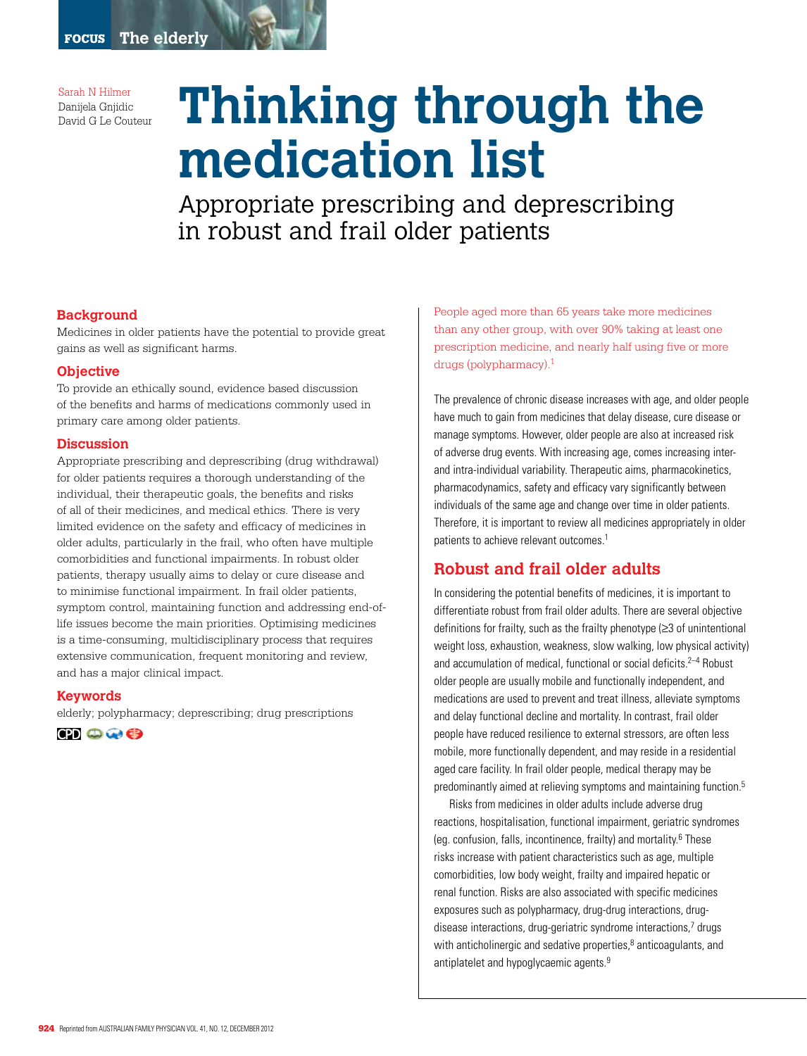FOCUS The elderly

Sarah N Hilmer
Danijela Gnjidic
David G Le Couteur

# Thinking through the medication list

## Appropriate prescribing and deprescribing in robust and frail older patients

### Background

Medicines in older patients have the potential to provide great gains as well as significant harms.

### Objective

To provide an ethically sound, evidence based discussion of the benefits and harms of medications commonly used in primary care among older patients.

### Discussion

Appropriate prescribing and deprescribing (drug withdrawal) for older patients requires a thorough understanding of the individual, their therapeutic goals, the benefits and risks of all of their medicines, and medical ethics. There is very limited evidence on the safety and efficacy of medicines in older adults, particularly in the frail, who often have multiple comorbidities and functional impairments. In robust older patients, therapy usually aims to delay or cure disease and to minimise functional impairment. In frail older patients, symptom control, maintaining function and addressing end-of-life issues become the main priorities. Optimising medicines is a time-consuming, multidisciplinary process that requires extensive communication, frequent monitoring and review, and has a major clinical impact.

### Keywords

elderly; polypharmacy; deprescribing; drug prescriptions

People aged more than 65 years take more medicines than any other group, with over 90% taking at least one prescription medicine, and nearly half using five or more drugs (polypharmacy).[1]

The prevalence of chronic disease increases with age, and older people have much to gain from medicines that delay disease, cure disease or manage symptoms. However, older people are also at increased risk of adverse drug events. With increasing age, comes increasing inter- and intra-individual variability. Therapeutic aims, pharmacokinetics, pharmacodynamics, safety and efficacy vary significantly between individuals of the same age and change over time in older patients. Therefore, it is important to review all medicines appropriately in older patients to achieve relevant outcomes.[1]

## Robust and frail older adults

In considering the potential benefits of medicines, it is important to differentiate robust from frail older adults. There are several objective definitions for frailty, such as the frailty phenotype (≥3 of unintentional weight loss, exhaustion, weakness, slow walking, low physical activity) and accumulation of medical, functional or social deficits.[2–4] Robust older people are usually mobile and functionally independent, and medications are used to prevent and treat illness, alleviate symptoms and delay functional decline and mortality. In contrast, frail older people have reduced resilience to external stressors, are often less mobile, more functionally dependent, and may reside in a residential aged care facility. In frail older people, medical therapy may be predominantly aimed at relieving symptoms and maintaining function.[5]

Risks from medicines in older adults include adverse drug reactions, hospitalisation, functional impairment, geriatric syndromes (eg. confusion, falls, incontinence, frailty) and mortality.[6] These risks increase with patient characteristics such as age, multiple comorbidities, low body weight, frailty and impaired hepatic or renal function. Risks are also associated with specific medicines exposures such as polypharmacy, drug-drug interactions, drug-disease interactions, drug-geriatric syndrome interactions,[7] drugs with anticholinergic and sedative properties,[8] anticoagulants, and antiplatelet and hypoglycaemic agents.[9]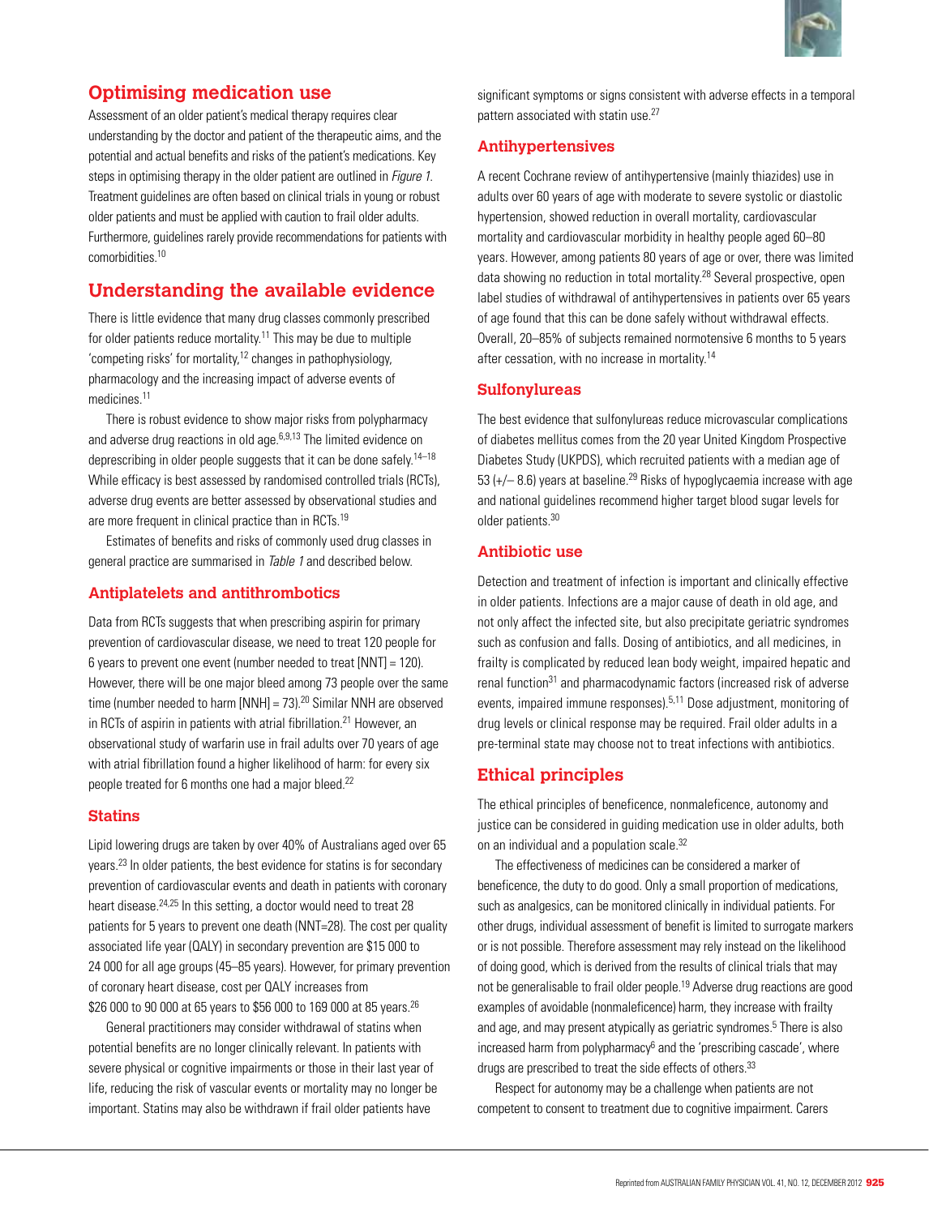## Optimising medication use

Assessment of an older patient's medical therapy requires clear understanding by the doctor and patient of the therapeutic aims, and the potential and actual benefits and risks of the patient's medications. Key steps in optimising therapy in the older patient are outlined in *Figure 1*. Treatment guidelines are often based on clinical trials in young or robust older patients and must be applied with caution to frail older adults. Furthermore, guidelines rarely provide recommendations for patients with comorbidities.[10]

## Understanding the available evidence

There is little evidence that many drug classes commonly prescribed for older patients reduce mortality.[11] This may be due to multiple 'competing risks' for mortality,[12] changes in pathophysiology, pharmacology and the increasing impact of adverse events of medicines.[11]

There is robust evidence to show major risks from polypharmacy and adverse drug reactions in old age.[6,9,13] The limited evidence on deprescribing in older people suggests that it can be done safely.[14–18] While efficacy is best assessed by randomised controlled trials (RCTs), adverse drug events are better assessed by observational studies and are more frequent in clinical practice than in RCTs.[19]

Estimates of benefits and risks of commonly used drug classes in general practice are summarised in *Table 1* and described below.

### Antiplatelets and antithrombotics

Data from RCTs suggests that when prescribing aspirin for primary prevention of cardiovascular disease, we need to treat 120 people for 6 years to prevent one event (number needed to treat [NNT] = 120). However, there will be one major bleed among 73 people over the same time (number needed to harm [NNH] = 73).[20] Similar NNH are observed in RCTs of aspirin in patients with atrial fibrillation.[21] However, an observational study of warfarin use in frail adults over 70 years of age with atrial fibrillation found a higher likelihood of harm: for every six people treated for 6 months one had a major bleed.[22]

### Statins

Lipid lowering drugs are taken by over 40% of Australians aged over 65 years.[23] In older patients, the best evidence for statins is for secondary prevention of cardiovascular events and death in patients with coronary heart disease.[24,25] In this setting, a doctor would need to treat 28 patients for 5 years to prevent one death (NNT=28). The cost per quality associated life year (QALY) in secondary prevention are $15 000 to 24 000 for all age groups (45–85 years). However, for primary prevention of coronary heart disease, cost per QALY increases from $26 000 to 90 000 at 65 years to $56 000 to 169 000 at 85 years.[26]

General practitioners may consider withdrawal of statins when potential benefits are no longer clinically relevant. In patients with severe physical or cognitive impairments or those in their last year of life, reducing the risk of vascular events or mortality may no longer be important. Statins may also be withdrawn if frail older patients have significant symptoms or signs consistent with adverse effects in a temporal pattern associated with statin use.[27]

### Antihypertensives

A recent Cochrane review of antihypertensive (mainly thiazides) use in adults over 60 years of age with moderate to severe systolic or diastolic hypertension, showed reduction in overall mortality, cardiovascular mortality and cardiovascular morbidity in healthy people aged 60–80 years. However, among patients 80 years of age or over, there was limited data showing no reduction in total mortality.[28] Several prospective, open label studies of withdrawal of antihypertensives in patients over 65 years of age found that this can be done safely without withdrawal effects. Overall, 20–85% of subjects remained normotensive 6 months to 5 years after cessation, with no increase in mortality.[14]

### Sulfonylureas

The best evidence that sulfonylureas reduce microvascular complications of diabetes mellitus comes from the 20 year United Kingdom Prospective Diabetes Study (UKPDS), which recruited patients with a median age of 53 (+/– 8.6) years at baseline.[29] Risks of hypoglycaemia increase with age and national guidelines recommend higher target blood sugar levels for older patients.[30]

### Antibiotic use

Detection and treatment of infection is important and clinically effective in older patients. Infections are a major cause of death in old age, and not only affect the infected site, but also precipitate geriatric syndromes such as confusion and falls. Dosing of antibiotics, and all medicines, in frailty is complicated by reduced lean body weight, impaired hepatic and renal function[31] and pharmacodynamic factors (increased risk of adverse events, impaired immune responses).[5,11] Dose adjustment, monitoring of drug levels or clinical response may be required. Frail older adults in a pre-terminal state may choose not to treat infections with antibiotics.

## Ethical principles

The ethical principles of beneficence, nonmaleficence, autonomy and justice can be considered in guiding medication use in older adults, both on an individual and a population scale.[32]

The effectiveness of medicines can be considered a marker of beneficence, the duty to do good. Only a small proportion of medications, such as analgesics, can be monitored clinically in individual patients. For other drugs, individual assessment of benefit is limited to surrogate markers or is not possible. Therefore assessment may rely instead on the likelihood of doing good, which is derived from the results of clinical trials that may not be generalisable to frail older people.[19] Adverse drug reactions are good examples of avoidable (nonmaleficence) harm, they increase with frailty and age, and may present atypically as geriatric syndromes.[5] There is also increased harm from polypharmacy[6] and the 'prescribing cascade', where drugs are prescribed to treat the side effects of others.[33]

Respect for autonomy may be a challenge when patients are not competent to consent to treatment due to cognitive impairment. Carers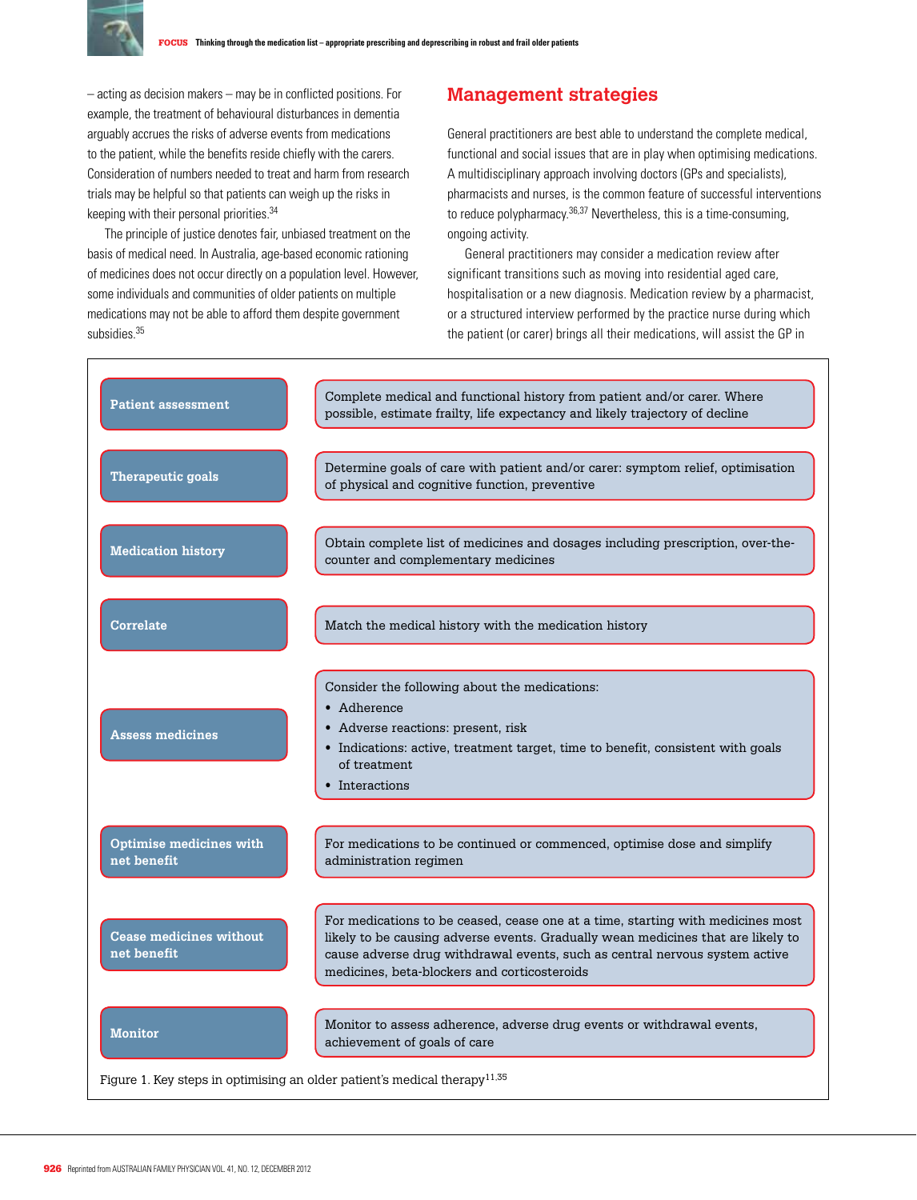– acting as decision makers – may be in conflicted positions. For example, the treatment of behavioural disturbances in dementia arguably accrues the risks of adverse events from medications to the patient, while the benefits reside chiefly with the carers. Consideration of numbers needed to treat and harm from research trials may be helpful so that patients can weigh up the risks in keeping with their personal priorities.[34]

The principle of justice denotes fair, unbiased treatment on the basis of medical need. In Australia, age-based economic rationing of medicines does not occur directly on a population level. However, some individuals and communities of older patients on multiple medications may not be able to afford them despite government subsidies.[35]

## Management strategies

General practitioners are best able to understand the complete medical, functional and social issues that are in play when optimising medications. A multidisciplinary approach involving doctors (GPs and specialists), pharmacists and nurses, is the common feature of successful interventions to reduce polypharmacy.[36,37] Nevertheless, this is a time-consuming, ongoing activity.

General practitioners may consider a medication review after significant transitions such as moving into residential aged care, hospitalisation or a new diagnosis. Medication review by a pharmacist, or a structured interview performed by the practice nurse during which the patient (or carer) brings all their medications, will assist the GP in

| Step | Description |
|---|---|
| **Patient assessment** | Complete medical and functional history from patient and/or carer. Where possible, estimate frailty, life expectancy and likely trajectory of decline |
| **Therapeutic goals** | Determine goals of care with patient and/or carer: symptom relief, optimisation of physical and cognitive function, preventive |
| **Medication history** | Obtain complete list of medicines and dosages including prescription, over-the-counter and complementary medicines |
| **Correlate** | Match the medical history with the medication history |
| **Assess medicines** | Consider the following about the medications:<br>• Adherence<br>• Adverse reactions: present, risk<br>• Indications: active, treatment target, time to benefit, consistent with goals of treatment<br>• Interactions |
| **Optimise medicines with net benefit** | For medications to be continued or commenced, optimise dose and simplify administration regimen |
| **Cease medicines without net benefit** | For medications to be ceased, cease one at a time, starting with medicines most likely to be causing adverse events. Gradually wean medicines that are likely to cause adverse drug withdrawal events, such as central nervous system active medicines, beta-blockers and corticosteroids |
| **Monitor** | Monitor to assess adherence, adverse drug events or withdrawal events, achievement of goals of care |

Figure 1. Key steps in optimising an older patient's medical therapy[11,35]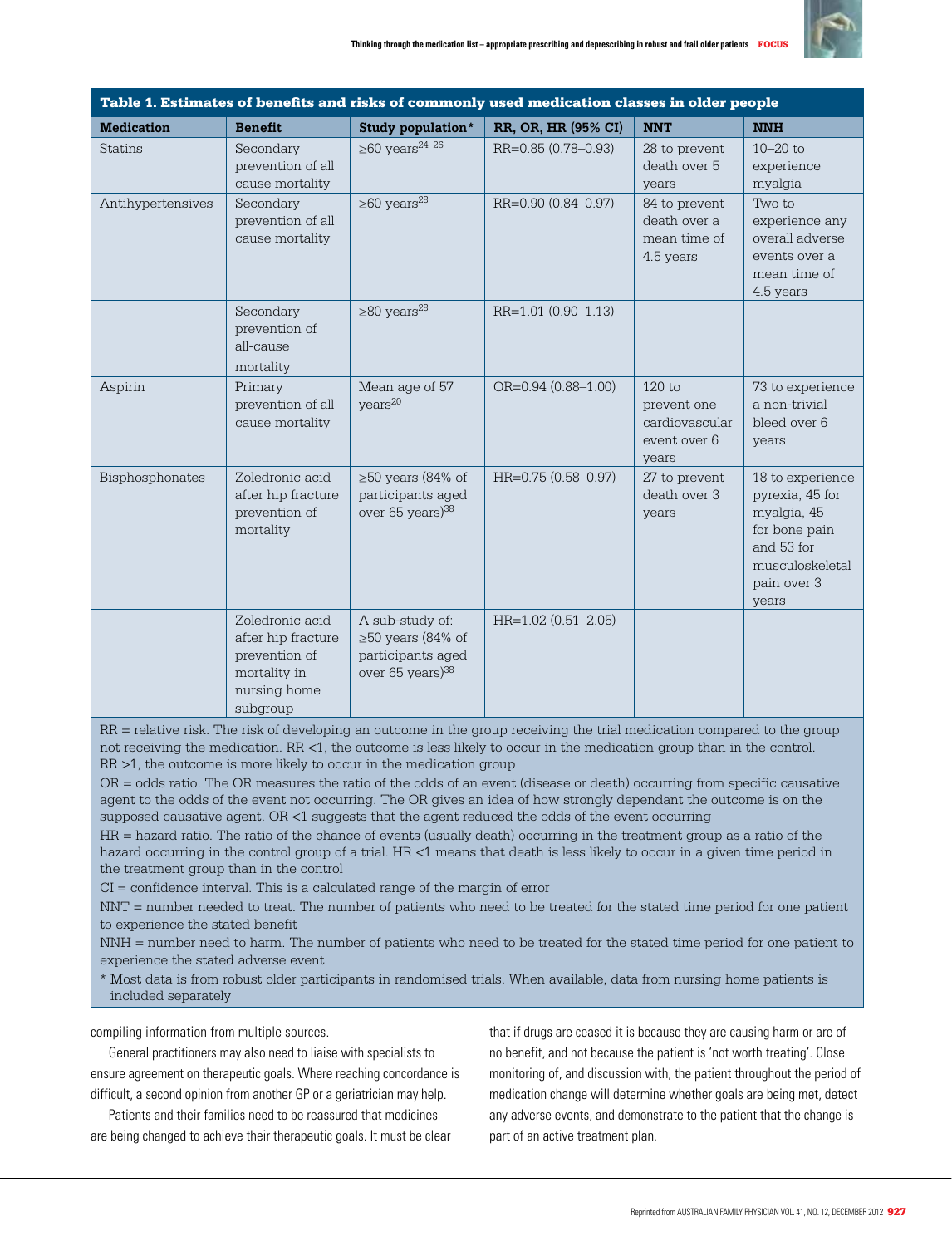**Table 1. Estimates of benefits and risks of commonly used medication classes in older people**

| Medication | Benefit | Study population* | RR, OR, HR (95% CI) | NNT | NNH |
|---|---|---|---|---|---|
| Statins | Secondary prevention of all cause mortality | ≥60 years[24–26] | RR=0.85 (0.78–0.93) | 28 to prevent death over 5 years | 10–20 to experience myalgia |
| Antihypertensives | Secondary prevention of all cause mortality | ≥60 years[28] | RR=0.90 (0.84–0.97) | 84 to prevent death over a mean time of 4.5 years | Two to experience any overall adverse events over a mean time of 4.5 years |
| | Secondary prevention of all-cause mortality | ≥80 years[28] | RR=1.01 (0.90–1.13) | | |
| Aspirin | Primary prevention of all cause mortality | Mean age of 57 years[20] | OR=0.94 (0.88–1.00) | 120 to prevent one cardiovascular event over 6 years | 73 to experience a non-trivial bleed over 6 years |
| Bisphosphonates | Zoledronic acid after hip fracture prevention of mortality | ≥50 years (84% of participants aged over 65 years)[38] | HR=0.75 (0.58–0.97) | 27 to prevent death over 3 years | 18 to experience pyrexia, 45 for myalgia, 45 for bone pain and 53 for musculoskeletal pain over 3 years |
| | Zoledronic acid after hip fracture prevention of mortality in nursing home subgroup | A sub-study of: ≥50 years (84% of participants aged over 65 years)[38] | HR=1.02 (0.51–2.05) | | |

RR = relative risk. The risk of developing an outcome in the group receiving the trial medication compared to the group not receiving the medication. RR <1, the outcome is less likely to occur in the medication group than in the control. RR >1, the outcome is more likely to occur in the medication group

OR = odds ratio. The OR measures the ratio of the odds of an event (disease or death) occurring from specific causative agent to the odds of the event not occurring. The OR gives an idea of how strongly dependant the outcome is on the supposed causative agent. OR <1 suggests that the agent reduced the odds of the event occurring

HR = hazard ratio. The ratio of the chance of events (usually death) occurring in the treatment group as a ratio of the hazard occurring in the control group of a trial. HR <1 means that death is less likely to occur in a given time period in the treatment group than in the control

CI = confidence interval. This is a calculated range of the margin of error

NNT = number needed to treat. The number of patients who need to be treated for the stated time period for one patient to experience the stated benefit

NNH = number need to harm. The number of patients who need to be treated for the stated time period for one patient to experience the stated adverse event

\* Most data is from robust older participants in randomised trials. When available, data from nursing home patients is included separately

compiling information from multiple sources.

General practitioners may also need to liaise with specialists to ensure agreement on therapeutic goals. Where reaching concordance is difficult, a second opinion from another GP or a geriatrician may help.

Patients and their families need to be reassured that medicines are being changed to achieve their therapeutic goals. It must be clear that if drugs are ceased it is because they are causing harm or are of no benefit, and not because the patient is 'not worth treating'. Close monitoring of, and discussion with, the patient throughout the period of medication change will determine whether goals are being met, detect any adverse events, and demonstrate to the patient that the change is part of an active treatment plan.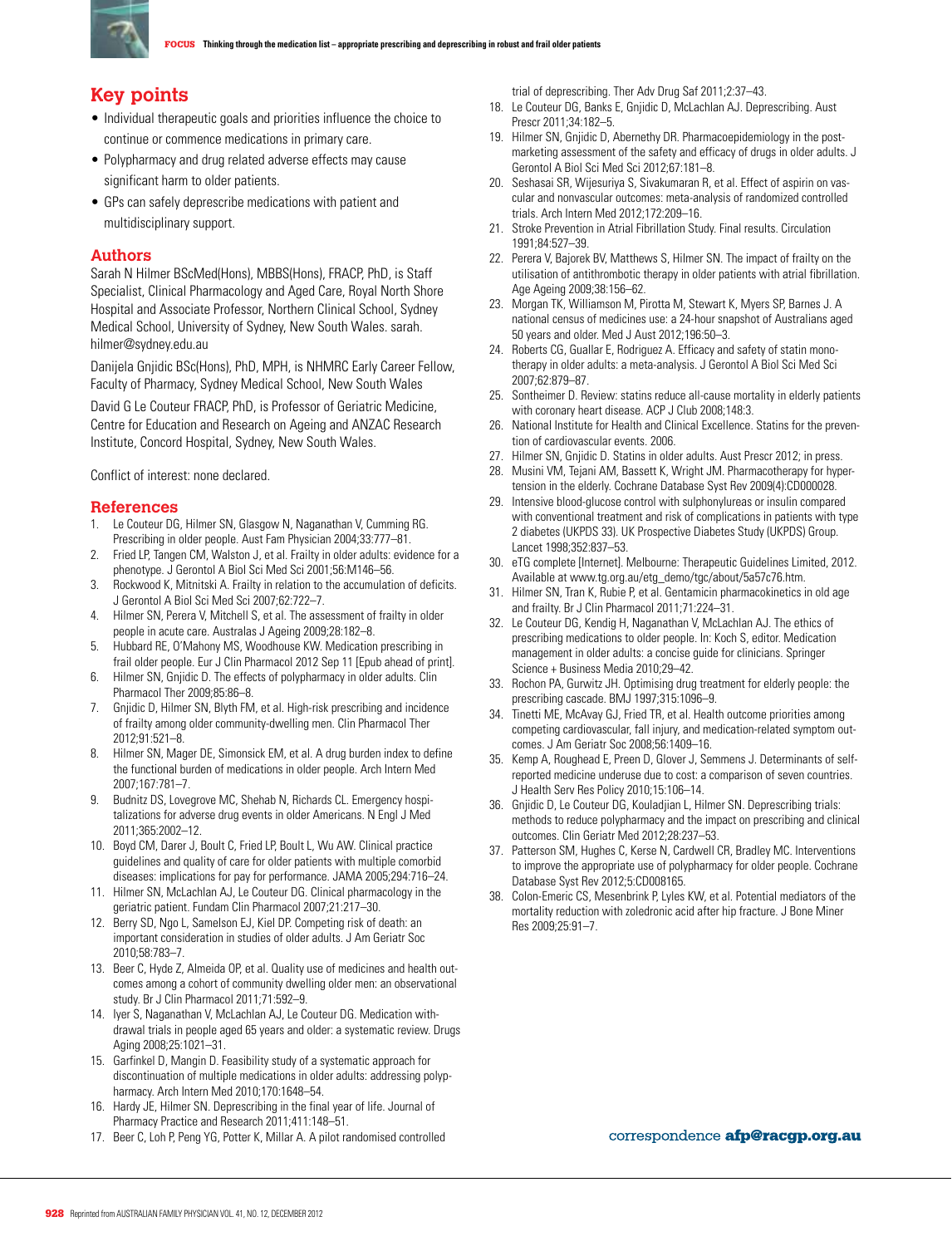## Key points

- Individual therapeutic goals and priorities influence the choice to continue or commence medications in primary care.
- Polypharmacy and drug related adverse effects may cause significant harm to older patients.
- GPs can safely deprescribe medications with patient and multidisciplinary support.

## Authors

Sarah N Hilmer BScMed(Hons), MBBS(Hons), FRACP, PhD, is Staff Specialist, Clinical Pharmacology and Aged Care, Royal North Shore Hospital and Associate Professor, Northern Clinical School, Sydney Medical School, University of Sydney, New South Wales. sarah.hilmer@sydney.edu.au

Danijela Gnjidic BSc(Hons), PhD, MPH, is NHMRC Early Career Fellow, Faculty of Pharmacy, Sydney Medical School, New South Wales

David G Le Couteur FRACP, PhD, is Professor of Geriatric Medicine, Centre for Education and Research on Ageing and ANZAC Research Institute, Concord Hospital, Sydney, New South Wales.

Conflict of interest: none declared.

## References

1. Le Couteur DG, Hilmer SN, Glasgow N, Naganathan V, Cumming RG. Prescribing in older people. Aust Fam Physician 2004;33:777–81.
2. Fried LP, Tangen CM, Walston J, et al. Frailty in older adults: evidence for a phenotype. J Gerontol A Biol Sci Med Sci 2001;56:M146–56.
3. Rockwood K, Mitnitski A. Frailty in relation to the accumulation of deficits. J Gerontol A Biol Sci Med Sci 2007;62:722–7.
4. Hilmer SN, Perera V, Mitchell S, et al. The assessment of frailty in older people in acute care. Australas J Ageing 2009;28:182–8.
5. Hubbard RE, O'Mahony MS, Woodhouse KW. Medication prescribing in frail older people. Eur J Clin Pharmacol 2012 Sep 11 [Epub ahead of print].
6. Hilmer SN, Gnjidic D. The effects of polypharmacy in older adults. Clin Pharmacol Ther 2009;85:86–8.
7. Gnjidic D, Hilmer SN, Blyth FM, et al. High-risk prescribing and incidence of frailty among older community-dwelling men. Clin Pharmacol Ther 2012;91:521–8.
8. Hilmer SN, Mager DE, Simonsick EM, et al. A drug burden index to define the functional burden of medications in older people. Arch Intern Med 2007;167:781–7.
9. Budnitz DS, Lovegrove MC, Shehab N, Richards CL. Emergency hospitalizations for adverse drug events in older Americans. N Engl J Med 2011;365:2002–12.
10. Boyd CM, Darer J, Boult C, Fried LP, Boult L, Wu AW. Clinical practice guidelines and quality of care for older patients with multiple comorbid diseases: implications for pay for performance. JAMA 2005;294:716–24.
11. Hilmer SN, McLachlan AJ, Le Couteur DG. Clinical pharmacology in the geriatric patient. Fundam Clin Pharmacol 2007;21:217–30.
12. Berry SD, Ngo L, Samelson EJ, Kiel DP. Competing risk of death: an important consideration in studies of older adults. J Am Geriatr Soc 2010;58:783–7.
13. Beer C, Hyde Z, Almeida OP, et al. Quality use of medicines and health outcomes among a cohort of community dwelling older men: an observational study. Br J Clin Pharmacol 2011;71:592–9.
14. Iyer S, Naganathan V, McLachlan AJ, Le Couteur DG. Medication withdrawal trials in people aged 65 years and older: a systematic review. Drugs Aging 2008;25:1021–31.
15. Garfinkel D, Mangin D. Feasibility study of a systematic approach for discontinuation of multiple medications in older adults: addressing polypharmacy. Arch Intern Med 2010;170:1648–54.
16. Hardy JE, Hilmer SN. Deprescribing in the final year of life. Journal of Pharmacy Practice and Research 2011;411:148–51.
17. Beer C, Loh P, Peng YG, Potter K, Millar A. A pilot randomised controlled trial of deprescribing. Ther Adv Drug Saf 2011;2:37–43.
18. Le Couteur DG, Banks E, Gnjidic D, McLachlan AJ. Deprescribing. Aust Prescr 2011;34:182–5.
19. Hilmer SN, Gnjidic D, Abernethy DR. Pharmacoepidemiology in the postmarketing assessment of the safety and efficacy of drugs in older adults. J Gerontol A Biol Sci Med Sci 2012;67:181–8.
20. Seshasai SR, Wijesuriya S, Sivakumaran R, et al. Effect of aspirin on vascular and nonvascular outcomes: meta-analysis of randomized controlled trials. Arch Intern Med 2012;172:209–16.
21. Stroke Prevention in Atrial Fibrillation Study. Final results. Circulation 1991;84:527–39.
22. Perera V, Bajorek BV, Matthews S, Hilmer SN. The impact of frailty on the utilisation of antithrombotic therapy in older patients with atrial fibrillation. Age Ageing 2009;38:156–62.
23. Morgan TK, Williamson M, Pirotta M, Stewart K, Myers SP, Barnes J. A national census of medicines use: a 24-hour snapshot of Australians aged 50 years and older. Med J Aust 2012;196:50–3.
24. Roberts CG, Guallar E, Rodriguez A. Efficacy and safety of statin monotherapy in older adults: a meta-analysis. J Gerontol A Biol Sci Med Sci 2007;62:879–87.
25. Sontheimer D. Review: statins reduce all-cause mortality in elderly patients with coronary heart disease. ACP J Club 2008;148:3.
26. National Institute for Health and Clinical Excellence. Statins for the prevention of cardiovascular events. 2006.
27. Hilmer SN, Gnjidic D. Statins in older adults. Aust Prescr 2012; in press.
28. Musini VM, Tejani AM, Bassett K, Wright JM. Pharmacotherapy for hypertension in the elderly. Cochrane Database Syst Rev 2009(4):CD000028.
29. Intensive blood-glucose control with sulphonylureas or insulin compared with conventional treatment and risk of complications in patients with type 2 diabetes (UKPDS 33). UK Prospective Diabetes Study (UKPDS) Group. Lancet 1998;352:837–53.
30. eTG complete [Internet]. Melbourne: Therapeutic Guidelines Limited, 2012. Available at www.tg.org.au/etg_demo/tgc/about/5a57c76.htm.
31. Hilmer SN, Tran K, Rubie P, et al. Gentamicin pharmacokinetics in old age and frailty. Br J Clin Pharmacol 2011;71:224–31.
32. Le Couteur DG, Kendig H, Naganathan V, McLachlan AJ. The ethics of prescribing medications to older people. In: Koch S, editor. Medication management in older adults: a concise guide for clinicians. Springer Science + Business Media 2010;29–42.
33. Rochon PA, Gurwitz JH. Optimising drug treatment for elderly people: the prescribing cascade. BMJ 1997;315:1096–9.
34. Tinetti ME, McAvay GJ, Fried TR, et al. Health outcome priorities among competing cardiovascular, fall injury, and medication-related symptom outcomes. J Am Geriatr Soc 2008;56:1409–16.
35. Kemp A, Roughead E, Preen D, Glover J, Semmens J. Determinants of self-reported medicine underuse due to cost: a comparison of seven countries. J Health Serv Res Policy 2010;15:106–14.
36. Gnjidic D, Le Couteur DG, Kouladjian L, Hilmer SN. Deprescribing trials: methods to reduce polypharmacy and the impact on prescribing and clinical outcomes. Clin Geriatr Med 2012;28:237–53.
37. Patterson SM, Hughes C, Kerse N, Cardwell CR, Bradley MC. Interventions to improve the appropriate use of polypharmacy for older people. Cochrane Database Syst Rev 2012;5:CD008165.
38. Colon-Emeric CS, Mesenbrink P, Lyles KW, et al. Potential mediators of the mortality reduction with zoledronic acid after hip fracture. J Bone Miner Res 2009;25:91–7.

correspondence **afp@racgp.org.au**